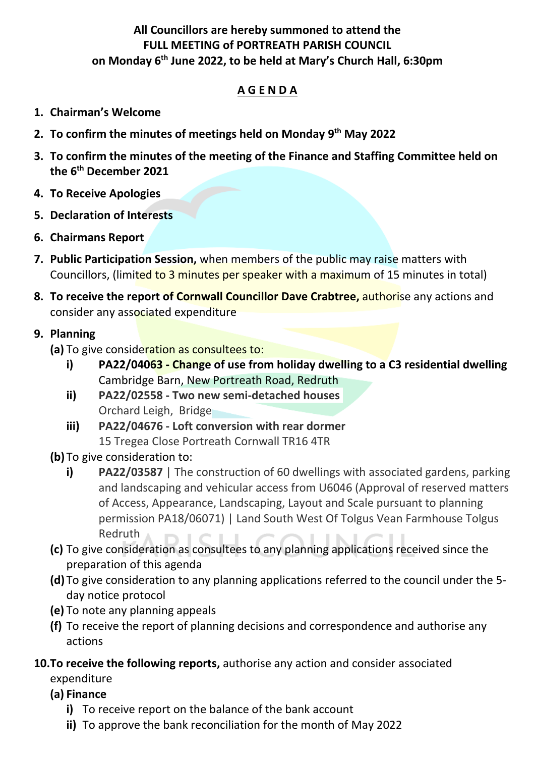**All Councillors are hereby summoned to attend the FULL MEETING of PORTREATH PARISH COUNCIL on Monday 6th June 2022, to be held at Mary's Church Hall, 6:30pm**

## A G E N D A

1. **Chairman's Welcome**
2. **To confirm the minutes of meetings held on Monday 9th May 2022**
3. **To confirm the minutes of the meeting of the Finance and Staffing Committee held on the 6th December 2021**
4. **To Receive Apologies**
5. **Declaration of Interests**
6. **Chairmans Report**
7. **Public Participation Session,** when members of the public may raise matters with Councillors, (limited to 3 minutes per speaker with a maximum of 15 minutes in total)
8. **To receive the report of Cornwall Councillor Dave Crabtree,** authorise any actions and consider any associated expenditure
9. **Planning**
   - **(a)** To give consideration as consultees to:
     - **i)** **PA22/04063 - Change of use from holiday dwelling to a C3 residential dwelling** Cambridge Barn, New Portreath Road, Redruth
     - **ii)** **PA22/02558 - Two new semi-detached houses** Orchard Leigh, Bridge
     - **iii)** **PA22/04676 - Loft conversion with rear dormer** 15 Tregea Close Portreath Cornwall TR16 4TR
   - **(b)** To give consideration to:
     - **i)** **PA22/03587** | The construction of 60 dwellings with associated gardens, parking and landscaping and vehicular access from U6046 (Approval of reserved matters of Access, Appearance, Landscaping, Layout and Scale pursuant to planning permission PA18/06071) | Land South West Of Tolgus Vean Farmhouse Tolgus Redruth
   - **(c)** To give consideration as consultees to any planning applications received since the preparation of this agenda
   - **(d)** To give consideration to any planning applications referred to the council under the 5-day notice protocol
   - **(e)** To note any planning appeals
   - **(f)** To receive the report of planning decisions and correspondence and authorise any actions
10. **To receive the following reports,** authorise any action and consider associated expenditure
    - **(a) Finance**
      - **i)** To receive report on the balance of the bank account
      - **ii)** To approve the bank reconciliation for the month of May 2022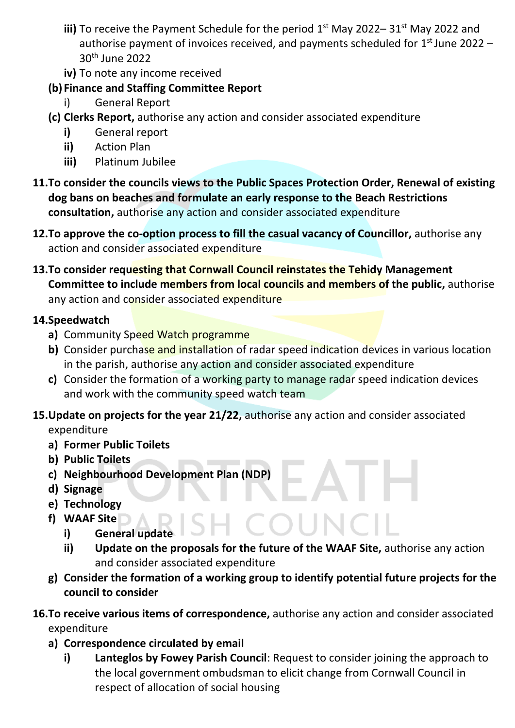- **iii)** To receive the Payment Schedule for the period 1st May 2022– 31st May 2022 and authorise payment of invoices received, and payments scheduled for 1st June 2022 – 30th June 2022
- **iv)** To note any income received

**(b) Finance and Staffing Committee Report**

- i) General Report

**(c) Clerks Report,** authorise any action and consider associated expenditure

- **i)** General report
- **ii)** Action Plan
- **iii)** Platinum Jubilee

**11. To consider the councils views to the Public Spaces Protection Order, Renewal of existing dog bans on beaches and formulate an early response to the Beach Restrictions consultation,** authorise any action and consider associated expenditure

**12. To approve the co-option process to fill the casual vacancy of Councillor,** authorise any action and consider associated expenditure

**13. To consider requesting that Cornwall Council reinstates the Tehidy Management Committee to include members from local councils and members of the public,** authorise any action and consider associated expenditure

**14. Speedwatch**

- **a)** Community Speed Watch programme
- **b)** Consider purchase and installation of radar speed indication devices in various location in the parish, authorise any action and consider associated expenditure
- **c)** Consider the formation of a working party to manage radar speed indication devices and work with the community speed watch team

**15. Update on projects for the year 21/22,** authorise any action and consider associated expenditure

- **a) Former Public Toilets**
- **b) Public Toilets**
- **c) Neighbourhood Development Plan (NDP)**
- **d) Signage**
- **e) Technology**
- **f) WAAF Site**
  - **i) General update**
  - **ii) Update on the proposals for the future of the WAAF Site,** authorise any action and consider associated expenditure
- **g) Consider the formation of a working group to identify potential future projects for the council to consider**

**16. To receive various items of correspondence,** authorise any action and consider associated expenditure

- **a) Correspondence circulated by email**
  - **i) Lanteglos by Fowey Parish Council**: Request to consider joining the approach to the local government ombudsman to elicit change from Cornwall Council in respect of allocation of social housing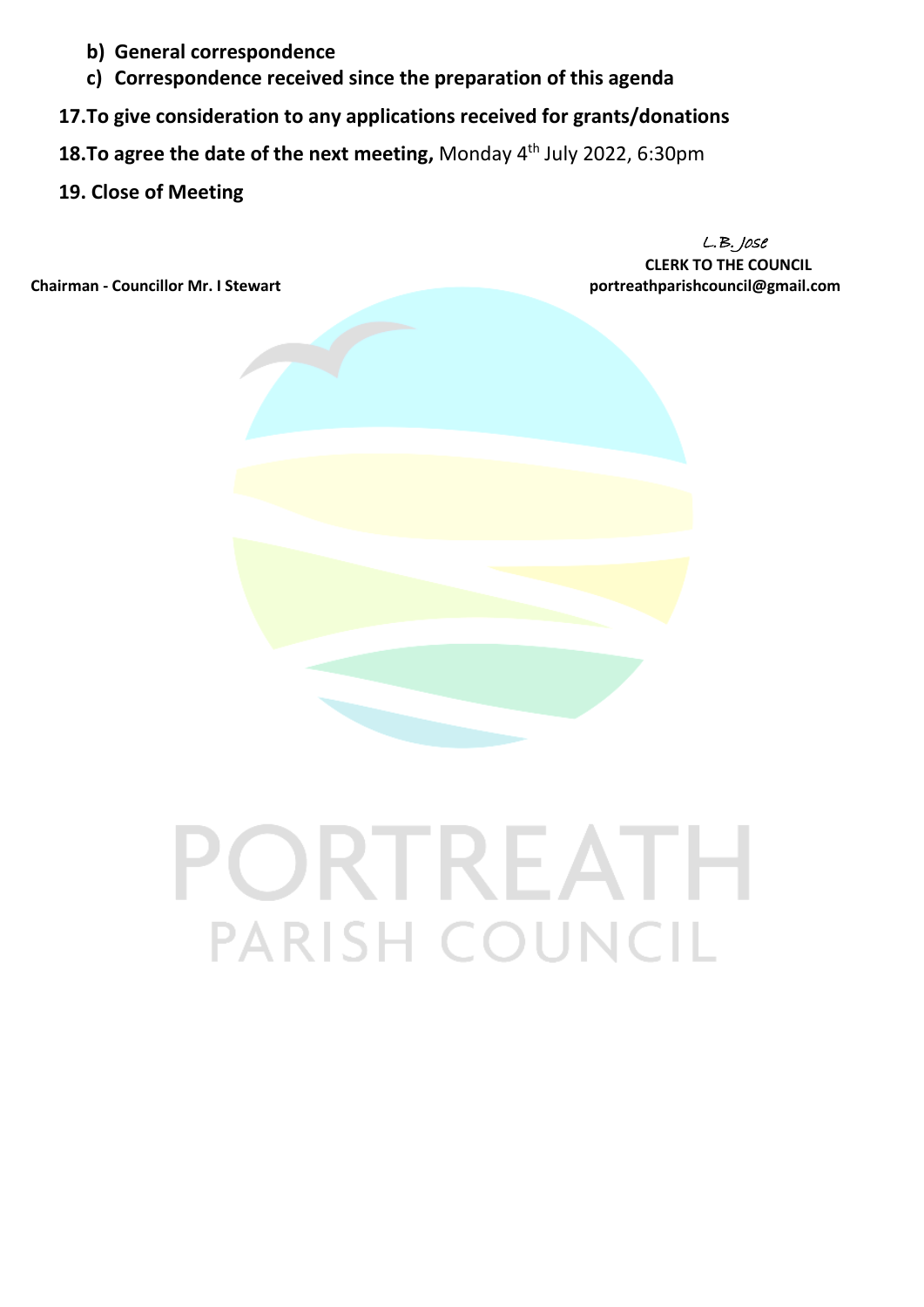**b) General correspondence**

**c) Correspondence received since the preparation of this agenda**

**17. To give consideration to any applications received for grants/donations**

**18. To agree the date of the next meeting,** Monday 4th July 2022, 6:30pm

**19. Close of Meeting**

L.B. Jose

**CLERK TO THE COUNCIL**

**Chairman - Councillor Mr. I Stewart**

**portreathparishcouncil@gmail.com**